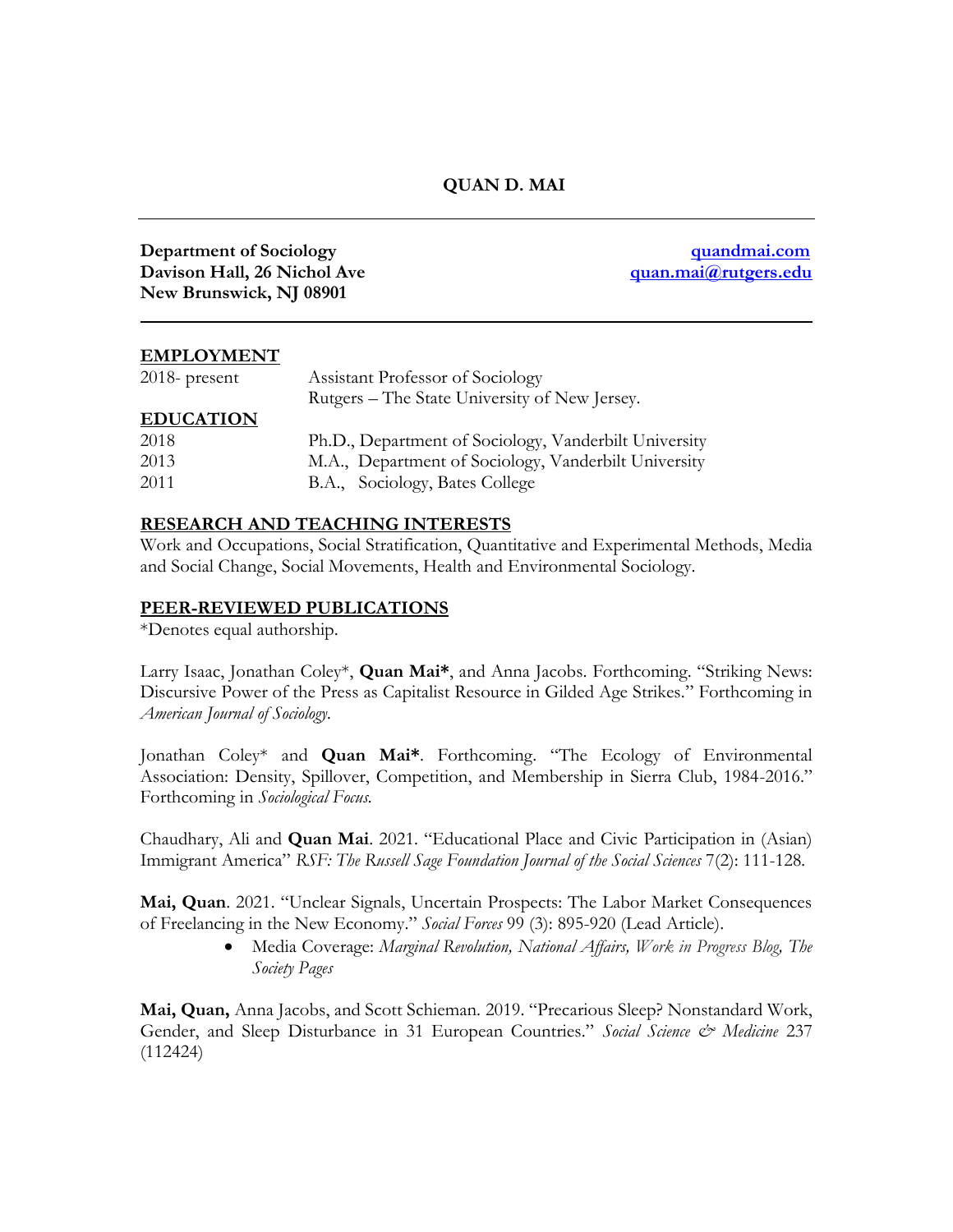# QUAN D. MAI

**Department of Sociology**
**Davison Hall, 26 Nichol Ave**
**New Brunswick, NJ 08901**

**[quandmai.com](quandmai.com)**
**[quan.mai@rutgers.edu](mailto:quan.mai@rutgers.edu)**

---

## EMPLOYMENT

| | |
|---|---|
| 2018- present | Assistant Professor of Sociology<br>Rutgers – The State University of New Jersey. |

## EDUCATION

| | |
|---|---|
| 2018 | Ph.D., Department of Sociology, Vanderbilt University |
| 2013 | M.A., Department of Sociology, Vanderbilt University |
| 2011 | B.A., Sociology, Bates College |

## RESEARCH AND TEACHING INTERESTS

Work and Occupations, Social Stratification, Quantitative and Experimental Methods, Media and Social Change, Social Movements, Health and Environmental Sociology.

## PEER-REVIEWED PUBLICATIONS

*Denotes equal authorship.

Larry Isaac, Jonathan Coley*, **Quan Mai***, and Anna Jacobs. Forthcoming. "Striking News: Discursive Power of the Press as Capitalist Resource in Gilded Age Strikes." Forthcoming in *American Journal of Sociology.*

Jonathan Coley* and **Quan Mai***. Forthcoming. "The Ecology of Environmental Association: Density, Spillover, Competition, and Membership in Sierra Club, 1984-2016." Forthcoming in *Sociological Focus.*

Chaudhary, Ali and **Quan Mai**. 2021. "Educational Place and Civic Participation in (Asian) Immigrant America" *RSF: The Russell Sage Foundation Journal of the Social Sciences* 7(2): 111-128.

**Mai, Quan**. 2021. "Unclear Signals, Uncertain Prospects: The Labor Market Consequences of Freelancing in the New Economy." *Social Forces* 99 (3): 895-920 (Lead Article).

- Media Coverage: *Marginal Revolution, National Affairs, Work in Progress Blog, The Society Pages*

**Mai, Quan,** Anna Jacobs, and Scott Schieman. 2019. "Precarious Sleep? Nonstandard Work, Gender, and Sleep Disturbance in 31 European Countries." *Social Science & Medicine* 237 (112424)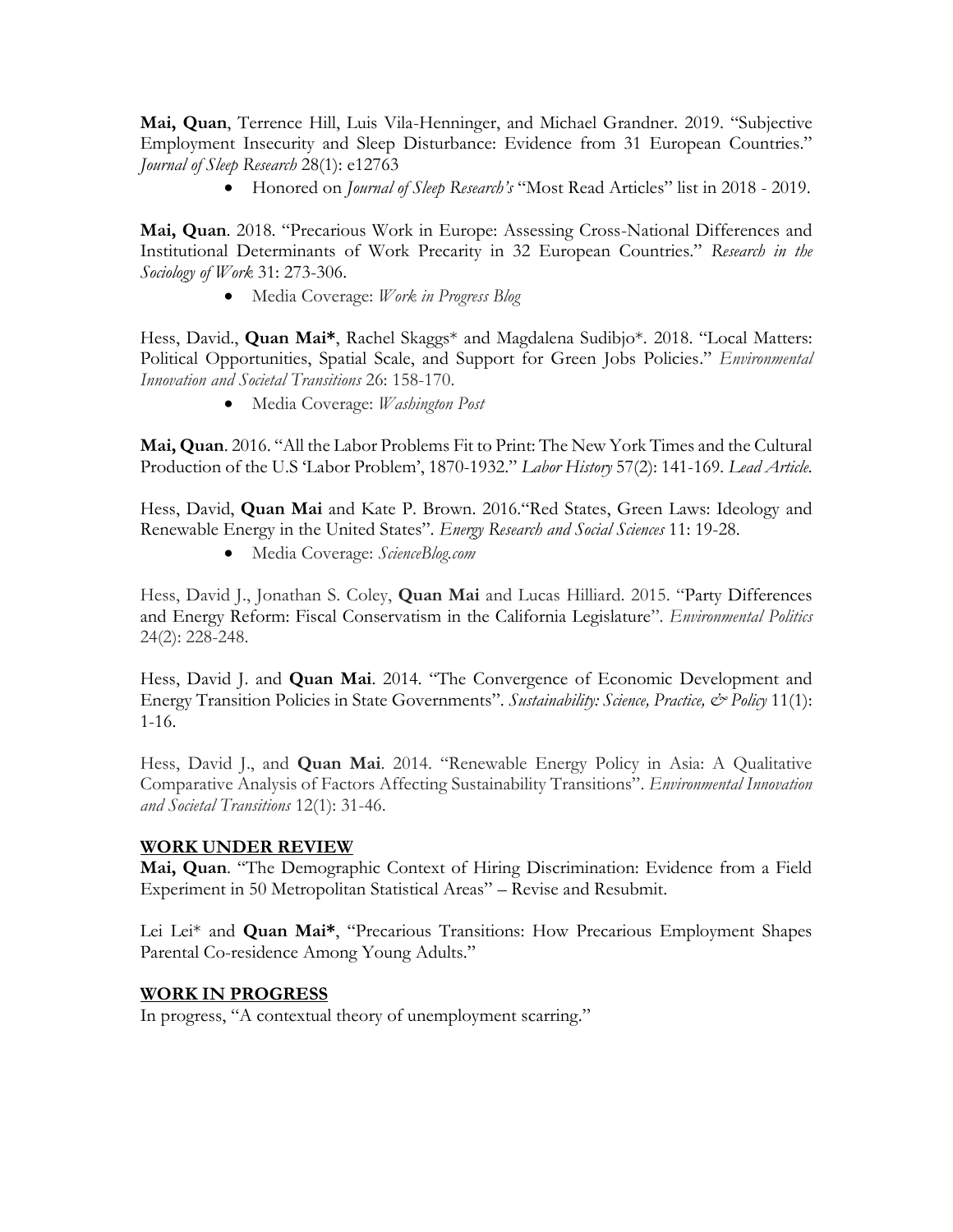**Mai, Quan**, Terrence Hill, Luis Vila-Henninger, and Michael Grandner. 2019. "Subjective Employment Insecurity and Sleep Disturbance: Evidence from 31 European Countries." *Journal of Sleep Research* 28(1): e12763

- Honored on *Journal of Sleep Research's* "Most Read Articles" list in 2018 - 2019.

**Mai, Quan**. 2018. "Precarious Work in Europe: Assessing Cross-National Differences and Institutional Determinants of Work Precarity in 32 European Countries." *Research in the Sociology of Work* 31: 273-306.

- Media Coverage: *Work in Progress Blog*

Hess, David., **Quan Mai***, Rachel Skaggs* and Magdalena Sudibjo*. 2018. "Local Matters: Political Opportunities, Spatial Scale, and Support for Green Jobs Policies." *Environmental Innovation and Societal Transitions* 26: 158-170.

- Media Coverage: *Washington Post*

**Mai, Quan**. 2016. "All the Labor Problems Fit to Print: The New York Times and the Cultural Production of the U.S 'Labor Problem', 1870-1932." *Labor History* 57(2): 141-169. *Lead Article.*

Hess, David, **Quan Mai** and Kate P. Brown. 2016."Red States, Green Laws: Ideology and Renewable Energy in the United States". *Energy Research and Social Sciences* 11: 19-28.

- Media Coverage: *ScienceBlog.com*

Hess, David J., Jonathan S. Coley, **Quan Mai** and Lucas Hilliard. 2015. "Party Differences and Energy Reform: Fiscal Conservatism in the California Legislature". *Environmental Politics* 24(2): 228-248.

Hess, David J. and **Quan Mai**. 2014. "The Convergence of Economic Development and Energy Transition Policies in State Governments". *Sustainability: Science, Practice, & Policy* 11(1): 1-16.

Hess, David J., and **Quan Mai**. 2014. "Renewable Energy Policy in Asia: A Qualitative Comparative Analysis of Factors Affecting Sustainability Transitions". *Environmental Innovation and Societal Transitions* 12(1): 31-46.

## WORK UNDER REVIEW

**Mai, Quan**. "The Demographic Context of Hiring Discrimination: Evidence from a Field Experiment in 50 Metropolitan Statistical Areas" – Revise and Resubmit.

Lei Lei* and **Quan Mai***, "Precarious Transitions: How Precarious Employment Shapes Parental Co-residence Among Young Adults."

## WORK IN PROGRESS

In progress, "A contextual theory of unemployment scarring."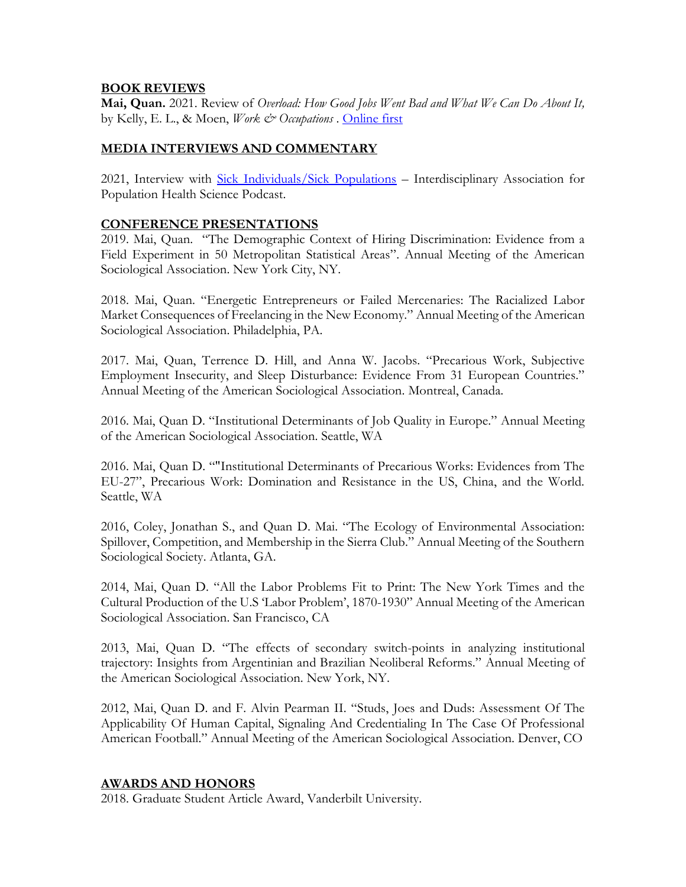## BOOK REVIEWS

**Mai, Quan.** 2021. Review of *Overload: How Good Jobs Went Bad and What We Can Do About It,* by Kelly, E. L., & Moen, *Work & Occupations* . Online first

## MEDIA INTERVIEWS AND COMMENTARY

2021, Interview with Sick Individuals/Sick Populations – Interdisciplinary Association for Population Health Science Podcast.

## CONFERENCE PRESENTATIONS

2019. Mai, Quan. "The Demographic Context of Hiring Discrimination: Evidence from a Field Experiment in 50 Metropolitan Statistical Areas". Annual Meeting of the American Sociological Association. New York City, NY.

2018. Mai, Quan. "Energetic Entrepreneurs or Failed Mercenaries: The Racialized Labor Market Consequences of Freelancing in the New Economy." Annual Meeting of the American Sociological Association. Philadelphia, PA.

2017. Mai, Quan, Terrence D. Hill, and Anna W. Jacobs. "Precarious Work, Subjective Employment Insecurity, and Sleep Disturbance: Evidence From 31 European Countries." Annual Meeting of the American Sociological Association. Montreal, Canada.

2016. Mai, Quan D. "Institutional Determinants of Job Quality in Europe." Annual Meeting of the American Sociological Association. Seattle, WA

2016. Mai, Quan D. ""Institutional Determinants of Precarious Works: Evidences from The EU-27", Precarious Work: Domination and Resistance in the US, China, and the World. Seattle, WA

2016, Coley, Jonathan S., and Quan D. Mai. "The Ecology of Environmental Association: Spillover, Competition, and Membership in the Sierra Club." Annual Meeting of the Southern Sociological Society. Atlanta, GA.

2014, Mai, Quan D. "All the Labor Problems Fit to Print: The New York Times and the Cultural Production of the U.S 'Labor Problem', 1870-1930" Annual Meeting of the American Sociological Association. San Francisco, CA

2013, Mai, Quan D. "The effects of secondary switch-points in analyzing institutional trajectory: Insights from Argentinian and Brazilian Neoliberal Reforms." Annual Meeting of the American Sociological Association. New York, NY.

2012, Mai, Quan D. and F. Alvin Pearman II. "Studs, Joes and Duds: Assessment Of The Applicability Of Human Capital, Signaling And Credentialing In The Case Of Professional American Football." Annual Meeting of the American Sociological Association. Denver, CO

## AWARDS AND HONORS

2018. Graduate Student Article Award, Vanderbilt University.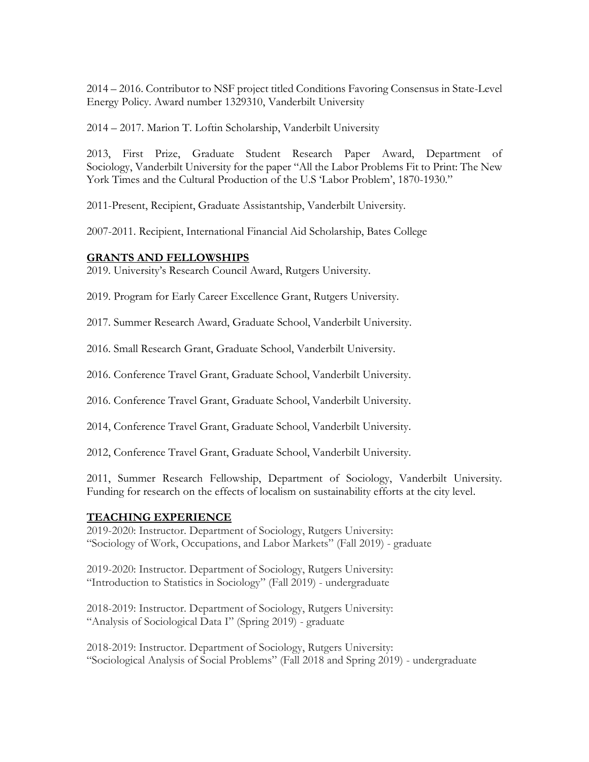2014 – 2016. Contributor to NSF project titled Conditions Favoring Consensus in State-Level Energy Policy. Award number 1329310, Vanderbilt University

2014 – 2017. Marion T. Loftin Scholarship, Vanderbilt University

2013, First Prize, Graduate Student Research Paper Award, Department of Sociology, Vanderbilt University for the paper "All the Labor Problems Fit to Print: The New York Times and the Cultural Production of the U.S 'Labor Problem', 1870-1930."

2011-Present, Recipient, Graduate Assistantship, Vanderbilt University.

2007-2011. Recipient, International Financial Aid Scholarship, Bates College

## GRANTS AND FELLOWSHIPS

2019. University's Research Council Award, Rutgers University.

2019. Program for Early Career Excellence Grant, Rutgers University.

2017. Summer Research Award, Graduate School, Vanderbilt University.

2016. Small Research Grant, Graduate School, Vanderbilt University.

2016. Conference Travel Grant, Graduate School, Vanderbilt University.

2016. Conference Travel Grant, Graduate School, Vanderbilt University.

2014, Conference Travel Grant, Graduate School, Vanderbilt University.

2012, Conference Travel Grant, Graduate School, Vanderbilt University.

2011, Summer Research Fellowship, Department of Sociology, Vanderbilt University. Funding for research on the effects of localism on sustainability efforts at the city level.

## TEACHING EXPERIENCE

2019-2020: Instructor. Department of Sociology, Rutgers University:
"Sociology of Work, Occupations, and Labor Markets" (Fall 2019) - graduate

2019-2020: Instructor. Department of Sociology, Rutgers University:
"Introduction to Statistics in Sociology" (Fall 2019) - undergraduate

2018-2019: Instructor. Department of Sociology, Rutgers University:
"Analysis of Sociological Data I" (Spring 2019) - graduate

2018-2019: Instructor. Department of Sociology, Rutgers University:
"Sociological Analysis of Social Problems" (Fall 2018 and Spring 2019) - undergraduate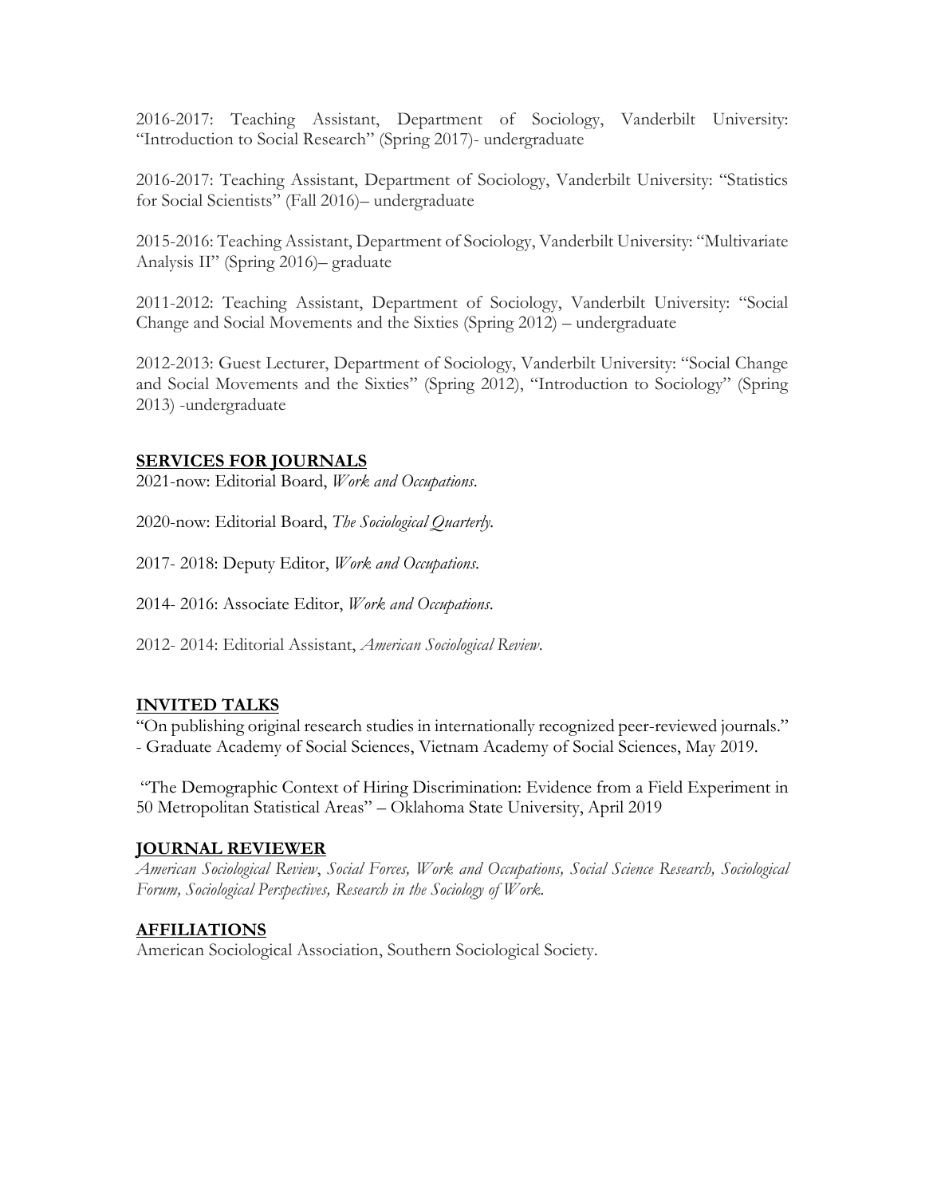2016-2017: Teaching Assistant, Department of Sociology, Vanderbilt University: "Introduction to Social Research" (Spring 2017)- undergraduate

2016-2017: Teaching Assistant, Department of Sociology, Vanderbilt University: "Statistics for Social Scientists" (Fall 2016)– undergraduate

2015-2016: Teaching Assistant, Department of Sociology, Vanderbilt University: "Multivariate Analysis II" (Spring 2016)– graduate

2011-2012: Teaching Assistant, Department of Sociology, Vanderbilt University: "Social Change and Social Movements and the Sixties (Spring 2012) – undergraduate

2012-2013: Guest Lecturer, Department of Sociology, Vanderbilt University: "Social Change and Social Movements and the Sixties" (Spring 2012), "Introduction to Sociology" (Spring 2013) -undergraduate

## SERVICES FOR JOURNALS

2021-now: Editorial Board, *Work and Occupations*.

2020-now: Editorial Board, *The Sociological Quarterly*.

2017- 2018: Deputy Editor, *Work and Occupations*.

2014- 2016: Associate Editor, *Work and Occupations*.

2012- 2014: Editorial Assistant, *American Sociological Review*.

## INVITED TALKS

"On publishing original research studies in internationally recognized peer-reviewed journals." - Graduate Academy of Social Sciences, Vietnam Academy of Social Sciences, May 2019.

"The Demographic Context of Hiring Discrimination: Evidence from a Field Experiment in 50 Metropolitan Statistical Areas" – Oklahoma State University, April 2019

## JOURNAL REVIEWER

*American Sociological Review*, *Social Forces, Work and Occupations, Social Science Research, Sociological Forum, Sociological Perspectives, Research in the Sociology of Work.*

## AFFILIATIONS

American Sociological Association, Southern Sociological Society.